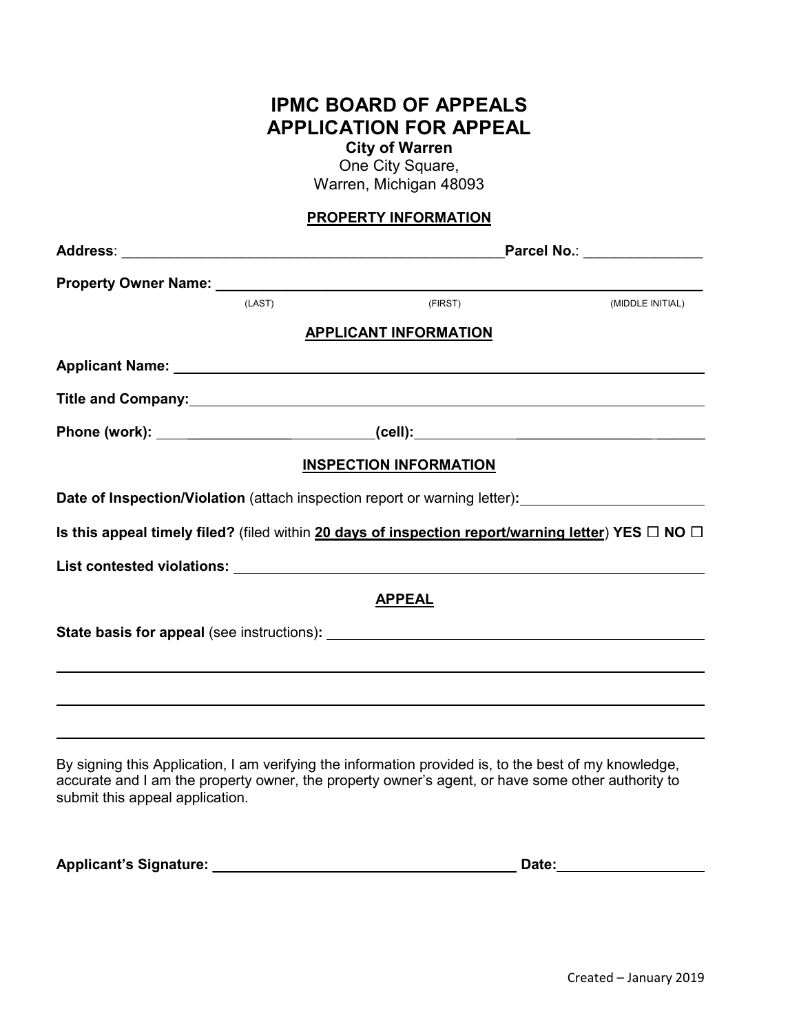# IPMC BOARD OF APPEALS
# APPLICATION FOR APPEAL

**City of Warren**
One City Square,
Warren, Michigan 48093

## PROPERTY INFORMATION

**Address**: ________________________________________________ **Parcel No.**: ______________

**Property Owner Name:** ____________________________________________________________
(LAST) (FIRST) (MIDDLE INITIAL)

## APPLICANT INFORMATION

**Applicant Name:** ____________________________________________________________

**Title and Company:** ____________________________________________________________

**Phone (work):** ______________________ **(cell):** ______________________

## INSPECTION INFORMATION

**Date of Inspection/Violation** (attach inspection report or warning letter)**:** ______________________

**Is this appeal timely filed?** (filed within **20 days of inspection report/warning letter**) **YES ☐ NO ☐**

**List contested violations:** ____________________________________________________________

## APPEAL

**State basis for appeal** (see instructions)**:** ____________________________________________________________

____________________________________________________________

____________________________________________________________

____________________________________________________________

By signing this Application, I am verifying the information provided is, to the best of my knowledge, accurate and I am the property owner, the property owner's agent, or have some other authority to submit this appeal application.

**Applicant's Signature:** ________________________________ **Date:** ________________

Created – January 2019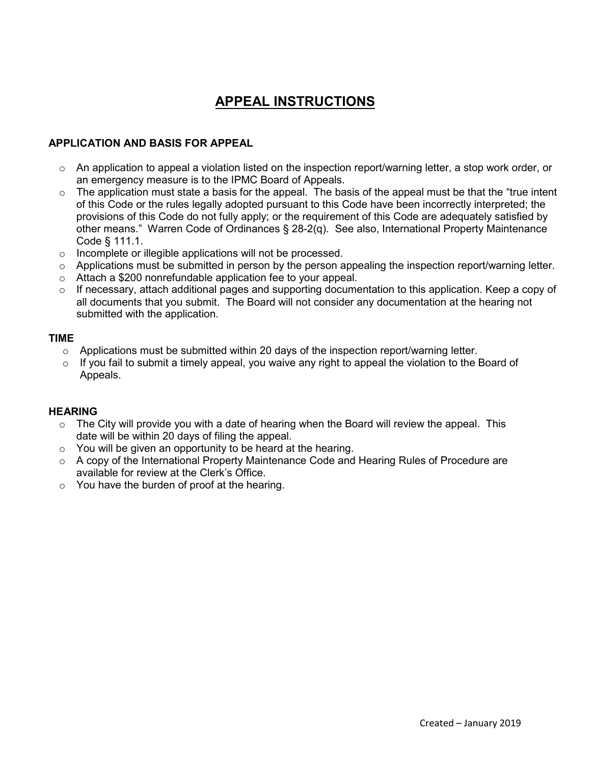# APPEAL INSTRUCTIONS

### APPLICATION AND BASIS FOR APPEAL

- An application to appeal a violation listed on the inspection report/warning letter, a stop work order, or an emergency measure is to the IPMC Board of Appeals.
- The application must state a basis for the appeal. The basis of the appeal must be that the "true intent of this Code or the rules legally adopted pursuant to this Code have been incorrectly interpreted; the provisions of this Code do not fully apply; or the requirement of this Code are adequately satisfied by other means." Warren Code of Ordinances § 28-2(q). See also, International Property Maintenance Code § 111.1.
- Incomplete or illegible applications will not be processed.
- Applications must be submitted in person by the person appealing the inspection report/warning letter.
- Attach a $200 nonrefundable application fee to your appeal.
- If necessary, attach additional pages and supporting documentation to this application. Keep a copy of all documents that you submit. The Board will not consider any documentation at the hearing not submitted with the application.

### TIME

- Applications must be submitted within 20 days of the inspection report/warning letter.
- If you fail to submit a timely appeal, you waive any right to appeal the violation to the Board of Appeals.

### HEARING

- The City will provide you with a date of hearing when the Board will review the appeal. This date will be within 20 days of filing the appeal.
- You will be given an opportunity to be heard at the hearing.
- A copy of the International Property Maintenance Code and Hearing Rules of Procedure are available for review at the Clerk's Office.
- You have the burden of proof at the hearing.

Created – January 2019